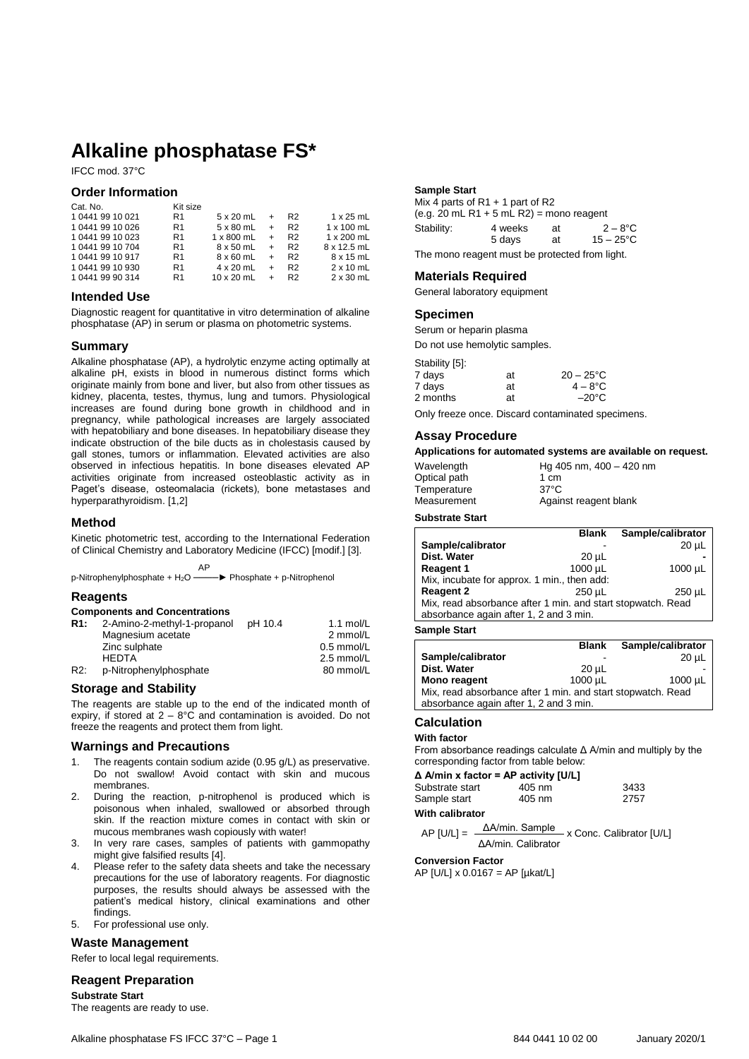# Alkaline phosphatase FS*

IFCC mod. 37°C

## Order Information

| Cat. No. | Kit size | | | | |
|---|---|---|---|---|---|
| 1 0441 99 10 021 | R1 | 5 x 20 mL | + | R2 | 1 x 25 mL |
| 1 0441 99 10 026 | R1 | 5 x 80 mL | + | R2 | 1 x 100 mL |
| 1 0441 99 10 023 | R1 | 1 x 800 mL | + | R2 | 1 x 200 mL |
| 1 0441 99 10 704 | R1 | 8 x 50 mL | + | R2 | 8 x 12.5 mL |
| 1 0441 99 10 917 | R1 | 8 x 60 mL | + | R2 | 8 x 15 mL |
| 1 0441 99 10 930 | R1 | 4 x 20 mL | + | R2 | 2 x 10 mL |
| 1 0441 99 90 314 | R1 | 10 x 20 mL | + | R2 | 2 x 30 mL |

## Intended Use

Diagnostic reagent for quantitative in vitro determination of alkaline phosphatase (AP) in serum or plasma on photometric systems.

## Summary

Alkaline phosphatase (AP), a hydrolytic enzyme acting optimally at alkaline pH, exists in blood in numerous distinct forms which originate mainly from bone and liver, but also from other tissues as kidney, placenta, testes, thymus, lung and tumors. Physiological increases are found during bone growth in childhood and in pregnancy, while pathological increases are largely associated with hepatobiliary and bone diseases. In hepatobiliary disease they indicate obstruction of the bile ducts as in cholestasis caused by gall stones, tumors or inflammation. Elevated activities are also observed in infectious hepatitis. In bone diseases elevated AP activities originate from increased osteoblastic activity as in Paget's disease, osteomalacia (rickets), bone metastases and hyperparathyroidism. [1,2]

## Method

Kinetic photometric test, according to the International Federation of Clinical Chemistry and Laboratory Medicine (IFCC) [modif.] [3].

$$\text{p-Nitrophenylphosphate} + H_2O \xrightarrow{AP} \text{Phosphate} + \text{p-Nitrophenol}$$

## Reagents

### Components and Concentrations

| | | | |
|---|---|---|---|
| **R1:** | 2-Amino-2-methyl-1-propanol | pH 10.4 | 1.1 mol/L |
| | Magnesium acetate | | 2 mmol/L |
| | Zinc sulphate | | 0.5 mmol/L |
| | HEDTA | | 2.5 mmol/L |
| R2: | p-Nitrophenylphosphate | | 80 mmol/L |

## Storage and Stability

The reagents are stable up to the end of the indicated month of expiry, if stored at 2 – 8°C and contamination is avoided. Do not freeze the reagents and protect them from light.

## Warnings and Precautions

1. The reagents contain sodium azide (0.95 g/L) as preservative. Do not swallow! Avoid contact with skin and mucous membranes.
2. During the reaction, p-nitrophenol is produced which is poisonous when inhaled, swallowed or absorbed through skin. If the reaction mixture comes in contact with skin or mucous membranes wash copiously with water!
3. In very rare cases, samples of patients with gammopathy might give falsified results [4].
4. Please refer to the safety data sheets and take the necessary precautions for the use of laboratory reagents. For diagnostic purposes, the results should always be assessed with the patient's medical history, clinical examinations and other findings.
5. For professional use only.

## Waste Management

Refer to local legal requirements.

## Reagent Preparation

**Substrate Start**

The reagents are ready to use.

**Sample Start**

Mix 4 parts of R1 + 1 part of R2
(e.g. 20 mL R1 + 5 mL R2) = mono reagent

| Stability: | 4 weeks | at | 2 – 8°C |
|---|---|---|---|
| | 5 days | at | 15 – 25°C |

The mono reagent must be protected from light.

## Materials Required

General laboratory equipment

## Specimen

Serum or heparin plasma

Do not use hemolytic samples.

Stability [5]:

| | | |
|---|---|---|
| 7 days | at | 20 – 25°C |
| 7 days | at | 4 – 8°C |
| 2 months | at | –20°C |

Only freeze once. Discard contaminated specimens.

## Assay Procedure

**Applications for automated systems are available on request.**

| | |
|---|---|
| Wavelength | Hg 405 nm, 400 – 420 nm |
| Optical path | 1 cm |
| Temperature | 37°C |
| Measurement | Against reagent blank |

**Substrate Start**

| | Blank | Sample/calibrator |
|---|---|---|
| **Sample/calibrator** | - | 20 µL |
| **Dist. Water** | 20 µL | - |
| **Reagent 1** | 1000 µL | 1000 µL |
| Mix, incubate for approx. 1 min., then add: | | |
| **Reagent 2** | 250 µL | 250 µL |
| Mix, read absorbance after 1 min. and start stopwatch. Read absorbance again after 1, 2 and 3 min. | | |

**Sample Start**

| | Blank | Sample/calibrator |
|---|---|---|
| **Sample/calibrator** | - | 20 µL |
| **Dist. Water** | 20 µL | - |
| **Mono reagent** | 1000 µL | 1000 µL |
| Mix, read absorbance after 1 min. and start stopwatch. Read absorbance again after 1, 2 and 3 min. | | |

## Calculation

**With factor**

From absorbance readings calculate Δ A/min and multiply by the corresponding factor from table below:

**Δ A/min x factor = AP activity [U/L]**

| | | |
|---|---|---|
| Substrate start | 405 nm | 3433 |
| Sample start | 405 nm | 2757 |

**With calibrator**

$$\text{AP [U/L]} = \frac{\Delta\text{A/min. Sample}}{\Delta\text{A/min. Calibrator}} \times \text{Conc. Calibrator [U/L]}$$

**Conversion Factor**

AP [U/L] x 0.0167 = AP [µkat/L]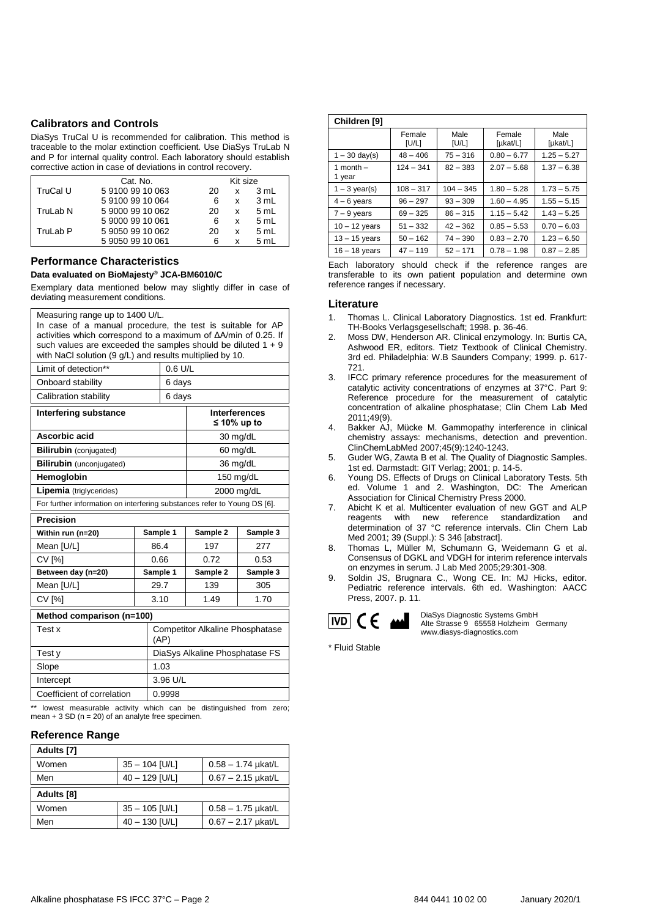## Calibrators and Controls

DiaSys TruCal U is recommended for calibration. This method is traceable to the molar extinction coefficient. Use DiaSys TruLab N and P for internal quality control. Each laboratory should establish corrective action in case of deviations in control recovery.

| | Cat. No. | Kit size |
|---|---|---|
| TruCal U | 5 9100 99 10 063 | 20 x 3 mL |
| | 5 9100 99 10 064 | 6 x 3 mL |
| TruLab N | 5 9000 99 10 062 | 20 x 5 mL |
| | 5 9000 99 10 061 | 6 x 5 mL |
| TruLab P | 5 9050 99 10 062 | 20 x 5 mL |
| | 5 9050 99 10 061 | 6 x 5 mL |

## Performance Characteristics

**Data evaluated on BioMajesty® JCA-BM6010/C**

Exemplary data mentioned below may slightly differ in case of deviating measurement conditions.

Measuring range up to 1400 U/L.
In case of a manual procedure, the test is suitable for AP activities which correspond to a maximum of ΔA/min of 0.25. If such values are exceeded the samples should be diluted 1 + 9 with NaCl solution (9 g/L) and results multiplied by 10.

| | |
|---|---|
| Limit of detection** | 0.6 U/L |
| Onboard stability | 6 days |
| Calibration stability | 6 days |

| Interfering substance | Interferences ≤ 10% up to |
|---|---|
| **Ascorbic acid** | 30 mg/dL |
| **Bilirubin** (conjugated) | 60 mg/dL |
| **Bilirubin** (unconjugated) | 36 mg/dL |
| **Hemoglobin** | 150 mg/dL |
| **Lipemia** (triglycerides) | 2000 mg/dL |

For further information on interfering substances refer to Young DS [6].

| Precision | | | |
|---|---|---|---|
| **Within run (n=20)** | **Sample 1** | **Sample 2** | **Sample 3** |
| Mean [U/L] | 86.4 | 197 | 277 |
| CV [%] | 0.66 | 0.72 | 0.53 |
| **Between day (n=20)** | **Sample 1** | **Sample 2** | **Sample 3** |
| Mean [U/L] | 29.7 | 139 | 305 |
| CV [%] | 3.10 | 1.49 | 1.70 |

| Method comparison (n=100) | |
|---|---|
| Test x | Competitor Alkaline Phosphatase (AP) |
| Test y | DiaSys Alkaline Phosphatase FS |
| Slope | 1.03 |
| Intercept | 3.96 U/L |
| Coefficient of correlation | 0.9998 |

** lowest measurable activity which can be distinguished from zero; mean + 3 SD (n = 20) of an analyte free specimen.

## Reference Range

| Adults [7] | | |
|---|---|---|
| Women | 35 – 104 [U/L] | 0.58 – 1.74 µkat/L |
| Men | 40 – 129 [U/L] | 0.67 – 2.15 µkat/L |
| **Adults [8]** | | |
| Women | 35 – 105 [U/L] | 0.58 – 1.75 µkat/L |
| Men | 40 – 130 [U/L] | 0.67 – 2.17 µkat/L |

| Children [9] | Female [U/L] | Male [U/L] | Female [µkat/L] | Male [µkat/L] |
|---|---|---|---|---|
| 1 – 30 day(s) | 48 – 406 | 75 – 316 | 0.80 – 6.77 | 1.25 – 5.27 |
| 1 month – 1 year | 124 – 341 | 82 – 383 | 2.07 – 5.68 | 1.37 – 6.38 |
| 1 – 3 year(s) | 108 – 317 | 104 – 345 | 1.80 – 5.28 | 1.73 – 5.75 |
| 4 – 6 years | 96 – 297 | 93 – 309 | 1.60 – 4.95 | 1.55 – 5.15 |
| 7 – 9 years | 69 – 325 | 86 – 315 | 1.15 – 5.42 | 1.43 – 5.25 |
| 10 – 12 years | 51 – 332 | 42 – 362 | 0.85 – 5.53 | 0.70 – 6.03 |
| 13 – 15 years | 50 – 162 | 74 – 390 | 0.83 – 2.70 | 1.23 – 6.50 |
| 16 – 18 years | 47 – 119 | 52 – 171 | 0.78 – 1.98 | 0.87 – 2.85 |

Each laboratory should check if the reference ranges are transferable to its own patient population and determine own reference ranges if necessary.

## Literature

1. Thomas L. Clinical Laboratory Diagnostics. 1st ed. Frankfurt: TH-Books Verlagsgesellschaft; 1998. p. 36-46.
2. Moss DW, Henderson AR. Clinical enzymology. In: Burtis CA, Ashwood ER, editors. Tietz Textbook of Clinical Chemistry. 3rd ed. Philadelphia: W.B Saunders Company; 1999. p. 617-721.
3. IFCC primary reference procedures for the measurement of catalytic activity concentrations of enzymes at 37°C. Part 9: Reference procedure for the measurement of catalytic concentration of alkaline phosphatase; Clin Chem Lab Med 2011;49(9).
4. Bakker AJ, Mücke M. Gammopathy interference in clinical chemistry assays: mechanisms, detection and prevention. ClinChemLabMed 2007;45(9):1240-1243.
5. Guder WG, Zawta B et al. The Quality of Diagnostic Samples. 1st ed. Darmstadt: GIT Verlag; 2001; p. 14-5.
6. Young DS. Effects of Drugs on Clinical Laboratory Tests. 5th ed. Volume 1 and 2. Washington, DC: The American Association for Clinical Chemistry Press 2000.
7. Abicht K et al. Multicenter evaluation of new GGT and ALP reagents with new reference standardization and determination of 37 °C reference intervals. Clin Chem Lab Med 2001; 39 (Suppl.): S 346 [abstract].
8. Thomas L, Müller M, Schumann G, Weidemann G et al. Consensus of DGKL and VDGH for interim reference intervals on enzymes in serum. J Lab Med 2005;29:301-308.
9. Soldin JS, Brugnara C., Wong CE. In: MJ Hicks, editor. Pediatric reference intervals. 6th ed. Washington: AACC Press, 2007. p. 11.

IVD CE

DiaSys Diagnostic Systems GmbH
Alte Strasse 9 65558 Holzheim Germany
www.diasys-diagnostics.com

\* Fluid Stable

Alkaline phosphatase FS IFCC 37°C – Page 2 | 844 0441 10 02 00 | January 2020/1